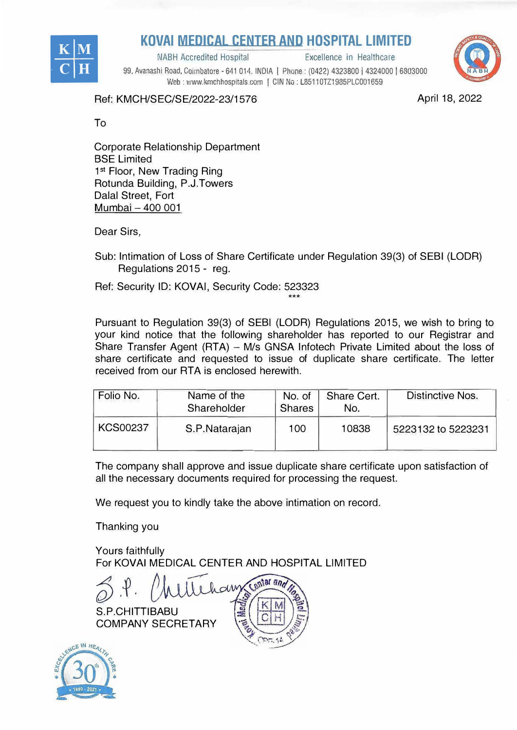# KOVAI MEDICAL CENTER AND HOSPITAL LIMITED

NABH Accredited Hospital Excellence in Healthcare

99, Avanashi Road, Coimbatore - 641 014. INDIA | Phone : (0422) 4323800 | 4324000 | 6803000
Web : www.kmchhospitals.com | CIN No : L85110TZ1985PLC001659

Ref: KMCH/SEC/SE/2022-23/1576

April 18, 2022

To

Corporate Relationship Department
BSE Limited
1st Floor, New Trading Ring
Rotunda Building, P.J.Towers
Dalal Street, Fort
Mumbai – 400 001

Dear Sirs,

Sub: Intimation of Loss of Share Certificate under Regulation 39(3) of SEBI (LODR) Regulations 2015 - reg.

Ref: Security ID: KOVAI, Security Code: 523323

***

Pursuant to Regulation 39(3) of SEBI (LODR) Regulations 2015, we wish to bring to your kind notice that the following shareholder has reported to our Registrar and Share Transfer Agent (RTA) – M/s GNSA Infotech Private Limited about the loss of share certificate and requested to issue of duplicate share certificate. The letter received from our RTA is enclosed herewith.

| Folio No. | Name of the Shareholder | No. of Shares | Share Cert. No. | Distinctive Nos. |
|---|---|---|---|---|
| KCS00237 | S.P.Natarajan | 100 | 10838 | 5223132 to 5223231 |

The company shall approve and issue duplicate share certificate upon satisfaction of all the necessary documents required for processing the request.

We request you to kindly take the above intimation on record.

Thanking you

Yours faithfully
For KOVAI MEDICAL CENTER AND HOSPITAL LIMITED

S.P.CHITTIBABU
COMPANY SECRETARY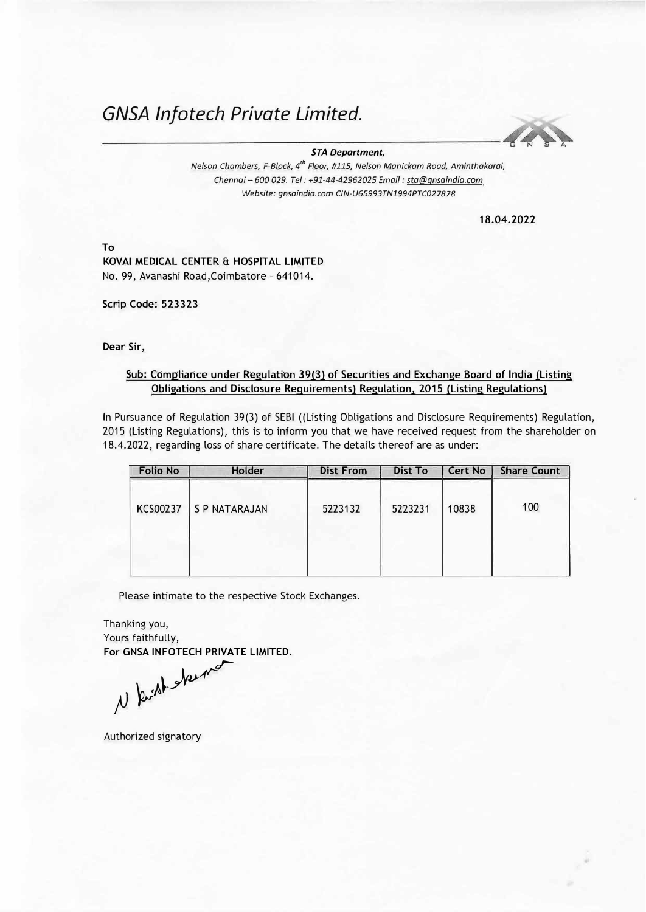# GNSA Infotech Private Limited.

***STA Department,***

*Nelson Chambers, F-Block, 4th Floor, #115, Nelson Manickam Road, Aminthakarai,*
*Chennai – 600 029. Tel : +91-44-42962025 Email : sta@gnsaindia.com*
*Website: gnsaindia.com CIN-U65993TN1994PTC027878*

**18.04.2022**

**To**
**KOVAI MEDICAL CENTER & HOSPITAL LIMITED**
No. 99, Avanashi Road,Coimbatore - 641014.

**Scrip Code: 523323**

**Dear Sir,**

**Sub: Compliance under Regulation 39(3) of Securities and Exchange Board of India (Listing Obligations and Disclosure Requirements) Regulation, 2015 (Listing Regulations)**

In Pursuance of Regulation 39(3) of SEBI ((Listing Obligations and Disclosure Requirements) Regulation, 2015 (Listing Regulations), this is to inform you that we have received request from the shareholder on 18.4.2022, regarding loss of share certificate. The details thereof are as under:

| Folio No | Holder | Dist From | Dist To | Cert No | Share Count |
|---|---|---|---|---|---|
| KCS00237 | S P NATARAJAN | 5223132 | 5223231 | 10838 | 100 |

Please intimate to the respective Stock Exchanges.

Thanking you,
Yours faithfully,
**For GNSA INFOTECH PRIVATE LIMITED.**

Authorized signatory